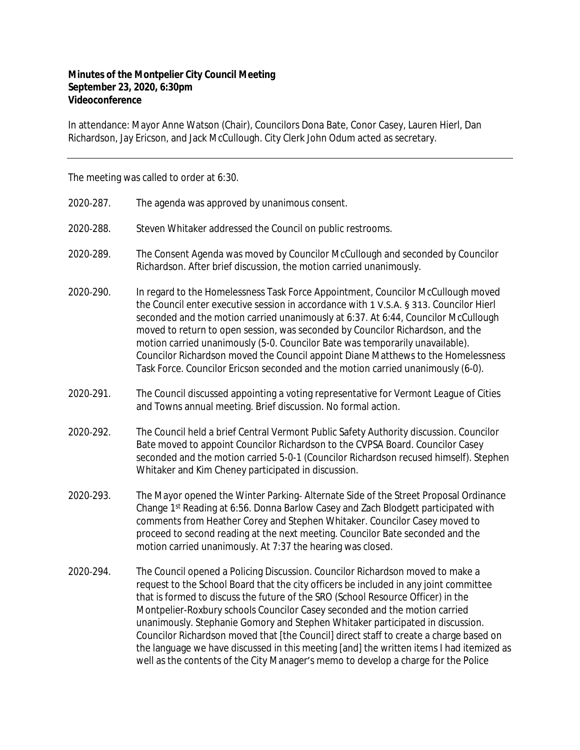**Minutes of the Montpelier City Council Meeting**
**September 23, 2020, 6:30pm**
**Videoconference**

In attendance: Mayor Anne Watson (Chair), Councilors Dona Bate, Conor Casey, Lauren Hierl, Dan Richardson, Jay Ericson, and Jack McCullough. City Clerk John Odum acted as secretary.

---

The meeting was called to order at 6:30.

2020-287. The agenda was approved by unanimous consent.

2020-288. Steven Whitaker addressed the Council on public restrooms.

2020-289. The Consent Agenda was moved by Councilor McCullough and seconded by Councilor Richardson. After brief discussion, the motion carried unanimously.

2020-290. In regard to the Homelessness Task Force Appointment, Councilor McCullough moved the Council enter executive session in accordance with 1 V.S.A. § 313. Councilor Hierl seconded and the motion carried unanimously at 6:37. At 6:44, Councilor McCullough moved to return to open session, was seconded by Councilor Richardson, and the motion carried unanimously (5-0. Councilor Bate was temporarily unavailable). Councilor Richardson moved the Council appoint Diane Matthews to the Homelessness Task Force. Councilor Ericson seconded and the motion carried unanimously (6-0).

2020-291. The Council discussed appointing a voting representative for Vermont League of Cities and Towns annual meeting. Brief discussion. No formal action.

2020-292. The Council held a brief Central Vermont Public Safety Authority discussion. Councilor Bate moved to appoint Councilor Richardson to the CVPSA Board. Councilor Casey seconded and the motion carried 5-0-1 (Councilor Richardson recused himself). Stephen Whitaker and Kim Cheney participated in discussion.

2020-293. The Mayor opened the Winter Parking- Alternate Side of the Street Proposal Ordinance Change 1st Reading at 6:56. Donna Barlow Casey and Zach Blodgett participated with comments from Heather Corey and Stephen Whitaker. Councilor Casey moved to proceed to second reading at the next meeting. Councilor Bate seconded and the motion carried unanimously. At 7:37 the hearing was closed.

2020-294. The Council opened a Policing Discussion. Councilor Richardson moved to make a request to the School Board that the city officers be included in any joint committee that is formed to discuss the future of the SRO (School Resource Officer) in the Montpelier-Roxbury schools Councilor Casey seconded and the motion carried unanimously. Stephanie Gomory and Stephen Whitaker participated in discussion. Councilor Richardson moved that [the Council] direct staff to create a charge based on the language we have discussed in this meeting [and] the written items I had itemized as well as the contents of the City Manager's memo to develop a charge for the Police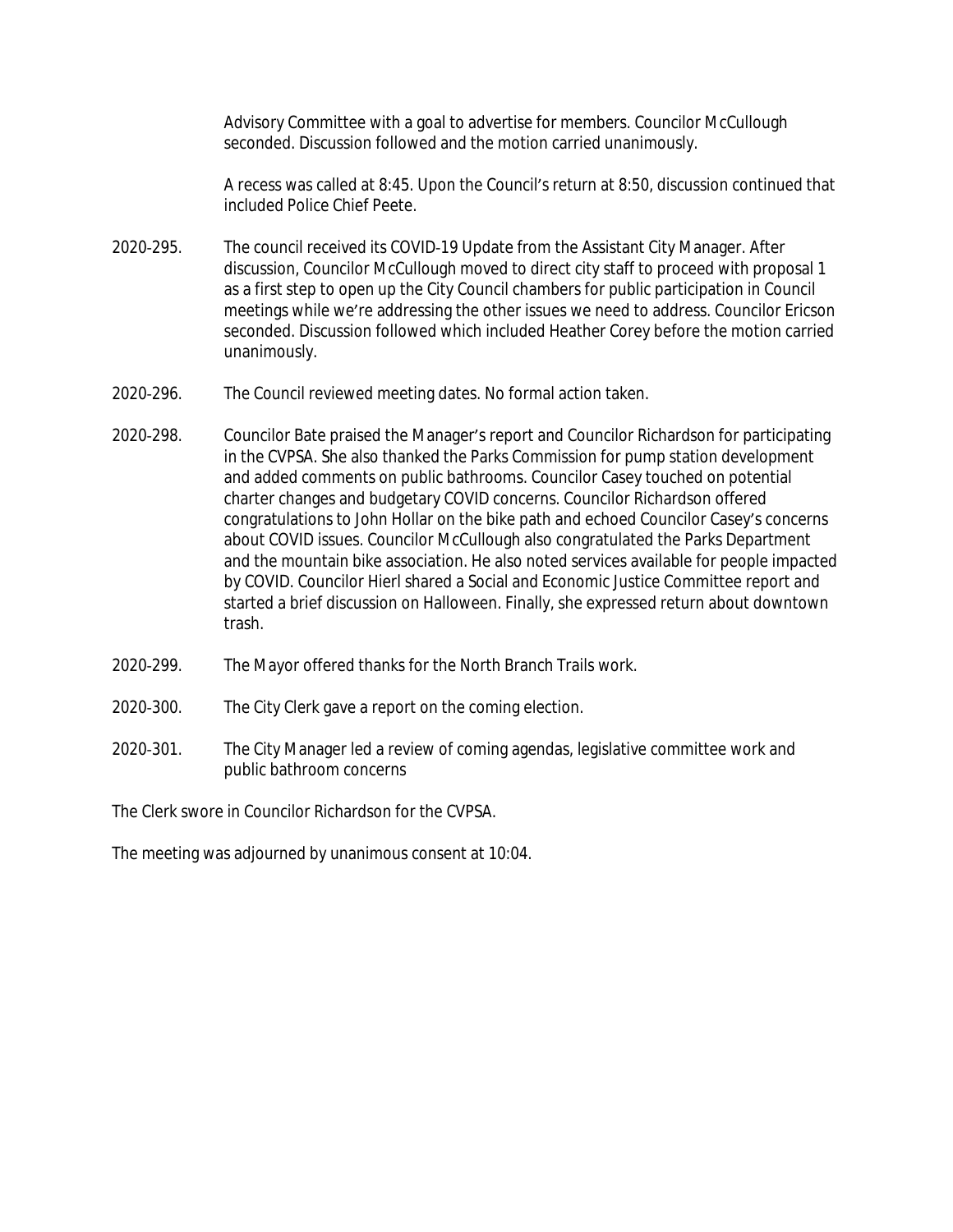Advisory Committee with a goal to advertise for members. Councilor McCullough seconded. Discussion followed and the motion carried unanimously.

A recess was called at 8:45. Upon the Council's return at 8:50, discussion continued that included Police Chief Peete.

2020-295. The council received its COVID-19 Update from the Assistant City Manager. After discussion, Councilor McCullough moved to direct city staff to proceed with proposal 1 as a first step to open up the City Council chambers for public participation in Council meetings while we're addressing the other issues we need to address. Councilor Ericson seconded. Discussion followed which included Heather Corey before the motion carried unanimously.

2020-296. The Council reviewed meeting dates. No formal action taken.

2020-298. Councilor Bate praised the Manager's report and Councilor Richardson for participating in the CVPSA. She also thanked the Parks Commission for pump station development and added comments on public bathrooms. Councilor Casey touched on potential charter changes and budgetary COVID concerns. Councilor Richardson offered congratulations to John Hollar on the bike path and echoed Councilor Casey's concerns about COVID issues. Councilor McCullough also congratulated the Parks Department and the mountain bike association. He also noted services available for people impacted by COVID. Councilor Hierl shared a Social and Economic Justice Committee report and started a brief discussion on Halloween. Finally, she expressed return about downtown trash.

2020-299. The Mayor offered thanks for the North Branch Trails work.

2020-300. The City Clerk gave a report on the coming election.

2020-301. The City Manager led a review of coming agendas, legislative committee work and public bathroom concerns

The Clerk swore in Councilor Richardson for the CVPSA.

The meeting was adjourned by unanimous consent at 10:04.